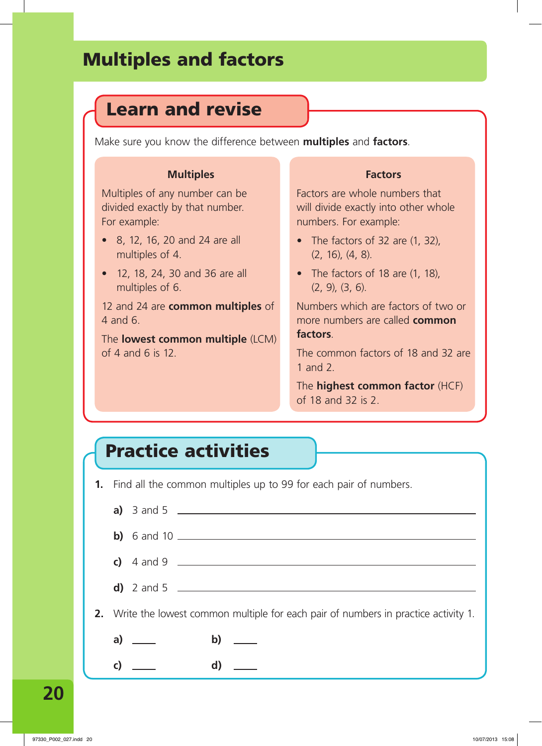# Multiples and factors

## Learn and revise

Make sure you know the difference between **multiples** and **factors**.

### Multiples

Multiples of any number can be divided exactly by that number. For example:

- 8, 12, 16, 20 and 24 are all multiples of 4.
- 12, 18, 24, 30 and 36 are all multiples of 6.

12 and 24 are **common multiples** of 4 and 6.

The **lowest common multiple** (LCM) of 4 and 6 is 12.

### Factors

Factors are whole numbers that will divide exactly into other whole numbers. For example:

- The factors of 32 are (1, 32), (2, 16), (4, 8).
- The factors of 18 are (1, 18), (2, 9), (3, 6).

Numbers which are factors of two or more numbers are called **common factors**.

The common factors of 18 and 32 are 1 and 2.

The **highest common factor** (HCF) of 18 and 32 is 2.

## Practice activities

**1.** Find all the common multiples up to 99 for each pair of numbers.

**a)** 3 and 5 ______________________________

**b)** 6 and 10 ______________________________

**c)** 4 and 9 ______________________________

**d)** 2 and 5 ______________________________

**2.** Write the lowest common multiple for each pair of numbers in practice activity 1.

**a)** ____ **b)** ____

**c)** ____ **d)** ____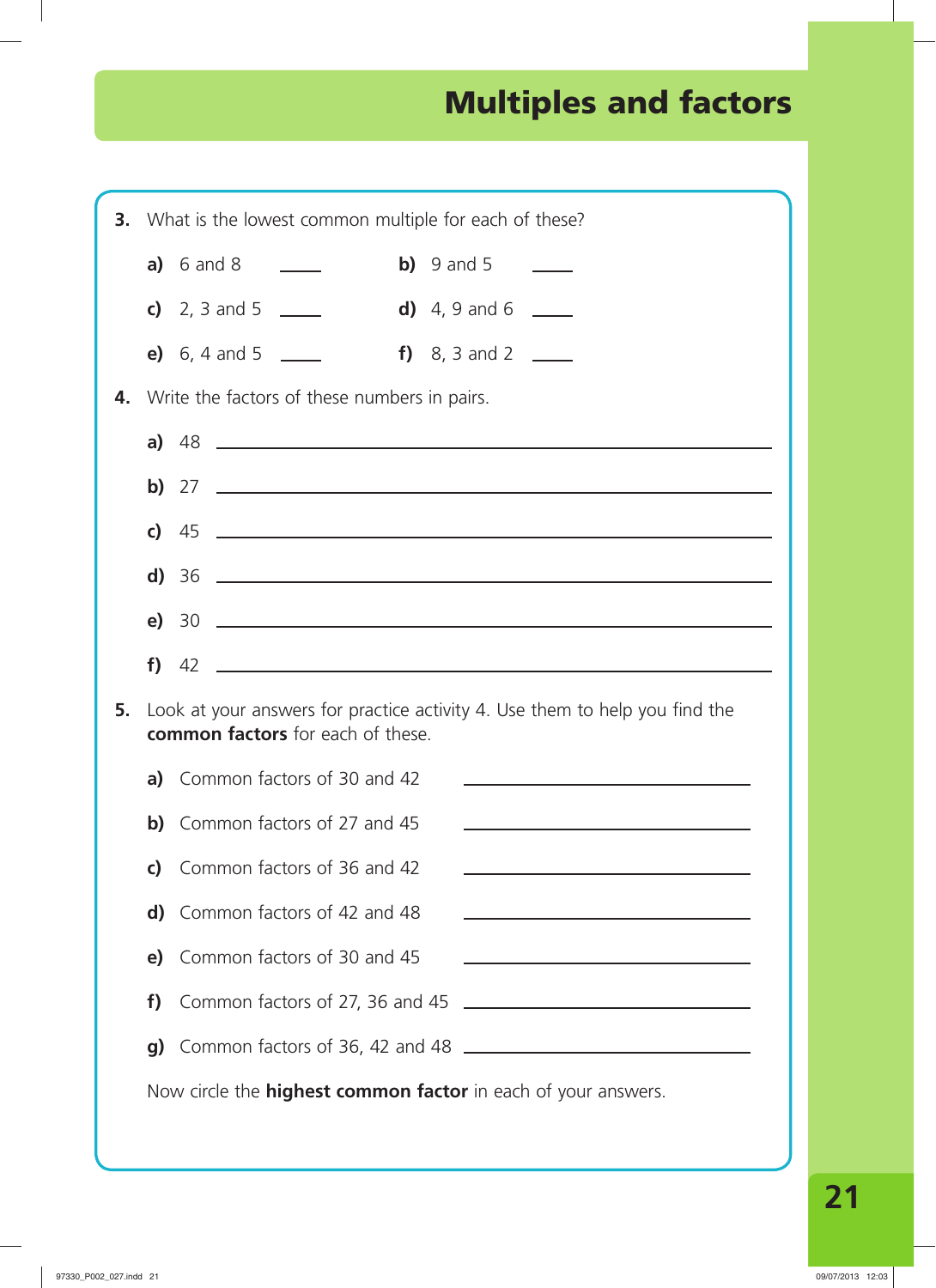# Multiples and factors

**3.** What is the lowest common multiple for each of these?

**a)** 6 and 8 ____ **b)** 9 and 5 ____

**c)** 2, 3 and 5 ____ **d)** 4, 9 and 6 ____

**e)** 6, 4 and 5 ____ **f)** 8, 3 and 2 ____

**4.** Write the factors of these numbers in pairs.

**a)** 48 ______________________________

**b)** 27 ______________________________

**c)** 45 ______________________________

**d)** 36 ______________________________

**e)** 30 ______________________________

**f)** 42 ______________________________

**5.** Look at your answers for practice activity 4. Use them to help you find the **common factors** for each of these.

**a)** Common factors of 30 and 42 ____________________

**b)** Common factors of 27 and 45 ____________________

**c)** Common factors of 36 and 42 ____________________

**d)** Common factors of 42 and 48 ____________________

**e)** Common factors of 30 and 45 ____________________

**f)** Common factors of 27, 36 and 45 ____________________

**g)** Common factors of 36, 42 and 48 ____________________

Now circle the **highest common factor** in each of your answers.